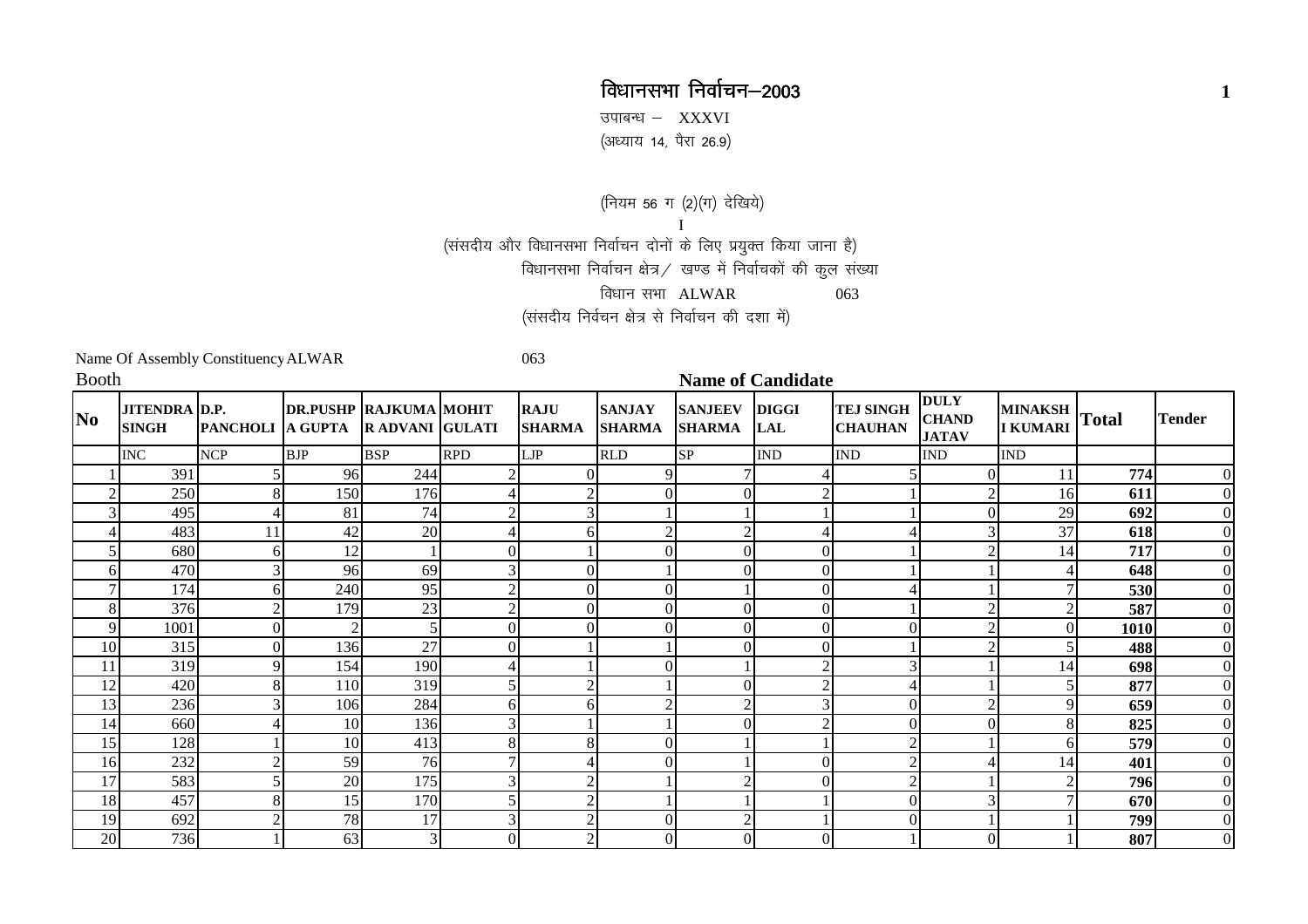# विधानसभा निर्वाचन–2003

उपाबन्ध – XXXVI

(अध्याय 14, पैरा 26.9)

(नियम 56 ग (2)(ग) देखिये)

I

(संसदीय और विधानसभा निर्वाचन दोनों के लिए प्रयुक्त किया जाना है)

विधानसभा निर्वाचन क्षेत्र / खण्ड में निर्वाचकों की कुल संख्या

विधान सभा ALWAR 063

(संसदीय निर्वचन क्षेत्र से निर्वाचन की दशा में)

Name Of Assembly Constituency ALWAR 063

| Booth No | JITENDRA SINGH | D.P. PANCHOLI | DR.PUSHPA GUPTA | RAJKUMAR ADVANI | MOHIT GULATI | RAJU SHARMA | SANJAY SHARMA | SANJEEV SHARMA | DIGGI LAL | TEJ SINGH CHAUHAN | DULY CHAND JATAV | MINAKSHI KUMARI | Total | Tender |
|---|---|---|---|---|---|---|---|---|---|---|---|---|---|---|
| | INC | NCP | BJP | BSP | RPD | LJP | RLD | SP | IND | IND | IND | IND | | |
| 1 | 391 | 5 | 96 | 244 | 2 | 0 | 9 | 7 | 4 | 5 | 0 | 11 | **774** | 0 |
| 2 | 250 | 8 | 150 | 176 | 4 | 2 | 0 | 0 | 2 | 1 | 2 | 16 | **611** | 0 |
| 3 | 495 | 4 | 81 | 74 | 2 | 3 | 1 | 1 | 1 | 1 | 0 | 29 | **692** | 0 |
| 4 | 483 | 11 | 42 | 20 | 4 | 6 | 2 | 2 | 4 | 4 | 3 | 37 | **618** | 0 |
| 5 | 680 | 6 | 12 | 1 | 0 | 1 | 0 | 0 | 0 | 1 | 2 | 14 | **717** | 0 |
| 6 | 470 | 3 | 96 | 69 | 3 | 0 | 1 | 0 | 0 | 1 | 1 | 4 | **648** | 0 |
| 7 | 174 | 6 | 240 | 95 | 2 | 0 | 0 | 1 | 0 | 4 | 1 | 7 | **530** | 0 |
| 8 | 376 | 2 | 179 | 23 | 2 | 0 | 0 | 0 | 0 | 1 | 2 | 2 | **587** | 0 |
| 9 | 1001 | 0 | 2 | 5 | 0 | 0 | 0 | 0 | 0 | 0 | 2 | 0 | **1010** | 0 |
| 10 | 315 | 0 | 136 | 27 | 0 | 1 | 1 | 0 | 0 | 1 | 2 | 5 | **488** | 0 |
| 11 | 319 | 9 | 154 | 190 | 4 | 1 | 0 | 1 | 2 | 3 | 1 | 14 | **698** | 0 |
| 12 | 420 | 8 | 110 | 319 | 5 | 2 | 1 | 0 | 2 | 4 | 1 | 5 | **877** | 0 |
| 13 | 236 | 3 | 106 | 284 | 6 | 6 | 2 | 2 | 3 | 0 | 2 | 9 | **659** | 0 |
| 14 | 660 | 4 | 10 | 136 | 3 | 1 | 1 | 0 | 2 | 0 | 0 | 8 | **825** | 0 |
| 15 | 128 | 1 | 10 | 413 | 8 | 8 | 0 | 1 | 1 | 2 | 1 | 6 | **579** | 0 |
| 16 | 232 | 2 | 59 | 76 | 7 | 4 | 0 | 1 | 0 | 2 | 4 | 14 | **401** | 0 |
| 17 | 583 | 5 | 20 | 175 | 3 | 2 | 1 | 2 | 0 | 2 | 1 | 2 | **796** | 0 |
| 18 | 457 | 8 | 15 | 170 | 5 | 2 | 1 | 1 | 1 | 0 | 3 | 7 | **670** | 0 |
| 19 | 692 | 2 | 78 | 17 | 3 | 2 | 0 | 2 | 1 | 0 | 1 | 1 | **799** | 0 |
| 20 | 736 | 1 | 63 | 3 | 0 | 2 | 0 | 0 | 0 | 1 | 0 | 1 | **807** | 0 |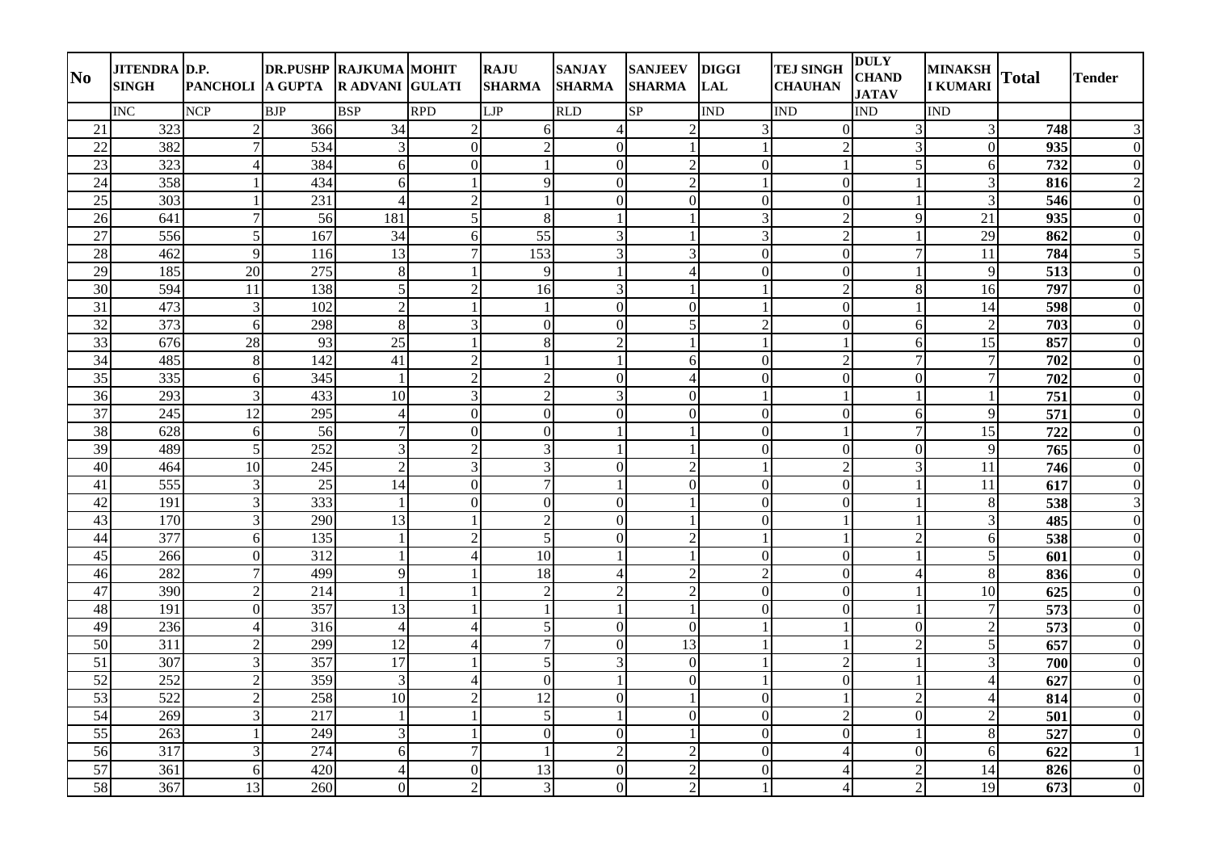| No | JITENDRA SINGH | D.P. PANCHOLI | DR.PUSHPA GUPTA | RAJKUMAR ADVANI | MOHIT GULATI | RAJU SHARMA | SANJAY SHARMA | SANJEEV SHARMA | DIGGI LAL | TEJ SINGH CHAUHAN | DULY CHAND JATAV | MINAKSHI KUMARI | Total | Tender |
|---|---|---|---|---|---|---|---|---|---|---|---|---|---|---|
| | INC | NCP | BJP | BSP | RPD | LJP | RLD | SP | IND | IND | IND | IND | | |
| 21 | 323 | 2 | 366 | 34 | 2 | 6 | 4 | 2 | 3 | 0 | 3 | 3 | **748** | 3 |
| 22 | 382 | 7 | 534 | 3 | 0 | 2 | 0 | 1 | 1 | 2 | 3 | 0 | **935** | 0 |
| 23 | 323 | 4 | 384 | 6 | 0 | 1 | 0 | 2 | 0 | 1 | 5 | 6 | **732** | 0 |
| 24 | 358 | 1 | 434 | 6 | 1 | 9 | 0 | 2 | 1 | 0 | 1 | 3 | **816** | 2 |
| 25 | 303 | 1 | 231 | 4 | 2 | 1 | 0 | 0 | 0 | 0 | 1 | 3 | **546** | 0 |
| 26 | 641 | 7 | 56 | 181 | 5 | 8 | 1 | 1 | 3 | 2 | 9 | 21 | **935** | 0 |
| 27 | 556 | 5 | 167 | 34 | 6 | 55 | 3 | 1 | 3 | 2 | 1 | 29 | **862** | 0 |
| 28 | 462 | 9 | 116 | 13 | 7 | 153 | 3 | 3 | 0 | 0 | 7 | 11 | **784** | 5 |
| 29 | 185 | 20 | 275 | 8 | 1 | 9 | 1 | 4 | 0 | 0 | 1 | 9 | **513** | 0 |
| 30 | 594 | 11 | 138 | 5 | 2 | 16 | 3 | 1 | 1 | 2 | 8 | 16 | **797** | 0 |
| 31 | 473 | 3 | 102 | 2 | 1 | 1 | 0 | 0 | 1 | 0 | 1 | 14 | **598** | 0 |
| 32 | 373 | 6 | 298 | 8 | 3 | 0 | 0 | 5 | 2 | 0 | 6 | 2 | **703** | 0 |
| 33 | 676 | 28 | 93 | 25 | 1 | 8 | 2 | 1 | 1 | 1 | 6 | 15 | **857** | 0 |
| 34 | 485 | 8 | 142 | 41 | 2 | 1 | 1 | 6 | 0 | 2 | 7 | 7 | **702** | 0 |
| 35 | 335 | 6 | 345 | 1 | 2 | 2 | 0 | 4 | 0 | 0 | 0 | 7 | **702** | 0 |
| 36 | 293 | 3 | 433 | 10 | 3 | 2 | 3 | 0 | 1 | 1 | 1 | 1 | **751** | 0 |
| 37 | 245 | 12 | 295 | 4 | 0 | 0 | 0 | 0 | 0 | 0 | 6 | 9 | **571** | 0 |
| 38 | 628 | 6 | 56 | 7 | 0 | 0 | 1 | 1 | 0 | 1 | 7 | 15 | **722** | 0 |
| 39 | 489 | 5 | 252 | 3 | 2 | 3 | 1 | 1 | 0 | 0 | 0 | 9 | **765** | 0 |
| 40 | 464 | 10 | 245 | 2 | 3 | 3 | 0 | 2 | 1 | 2 | 3 | 11 | **746** | 0 |
| 41 | 555 | 3 | 25 | 14 | 0 | 7 | 1 | 0 | 0 | 0 | 1 | 11 | **617** | 0 |
| 42 | 191 | 3 | 333 | 1 | 0 | 0 | 0 | 1 | 0 | 0 | 1 | 8 | **538** | 3 |
| 43 | 170 | 3 | 290 | 13 | 1 | 2 | 0 | 1 | 0 | 1 | 1 | 3 | **485** | 0 |
| 44 | 377 | 6 | 135 | 1 | 2 | 5 | 0 | 2 | 1 | 1 | 2 | 6 | **538** | 0 |
| 45 | 266 | 0 | 312 | 1 | 4 | 10 | 1 | 1 | 0 | 0 | 1 | 5 | **601** | 0 |
| 46 | 282 | 7 | 499 | 9 | 1 | 18 | 4 | 2 | 2 | 0 | 4 | 8 | **836** | 0 |
| 47 | 390 | 2 | 214 | 1 | 1 | 2 | 2 | 2 | 0 | 0 | 1 | 10 | **625** | 0 |
| 48 | 191 | 0 | 357 | 13 | 1 | 1 | 1 | 1 | 0 | 0 | 1 | 7 | **573** | 0 |
| 49 | 236 | 4 | 316 | 4 | 4 | 5 | 0 | 0 | 1 | 1 | 0 | 2 | **573** | 0 |
| 50 | 311 | 2 | 299 | 12 | 4 | 7 | 0 | 13 | 1 | 1 | 2 | 5 | **657** | 0 |
| 51 | 307 | 3 | 357 | 17 | 1 | 5 | 3 | 0 | 1 | 2 | 1 | 3 | **700** | 0 |
| 52 | 252 | 2 | 359 | 3 | 4 | 0 | 1 | 0 | 1 | 0 | 1 | 4 | **627** | 0 |
| 53 | 522 | 2 | 258 | 10 | 2 | 12 | 0 | 1 | 0 | 1 | 2 | 4 | **814** | 0 |
| 54 | 269 | 3 | 217 | 1 | 1 | 5 | 1 | 0 | 0 | 2 | 0 | 2 | **501** | 0 |
| 55 | 263 | 1 | 249 | 3 | 1 | 0 | 0 | 1 | 0 | 0 | 1 | 8 | **527** | 0 |
| 56 | 317 | 3 | 274 | 6 | 7 | 1 | 2 | 2 | 0 | 4 | 0 | 6 | **622** | 1 |
| 57 | 361 | 6 | 420 | 4 | 0 | 13 | 0 | 2 | 0 | 4 | 2 | 14 | **826** | 0 |
| 58 | 367 | 13 | 260 | 0 | 2 | 3 | 0 | 2 | 1 | 4 | 2 | 19 | **673** | 0 |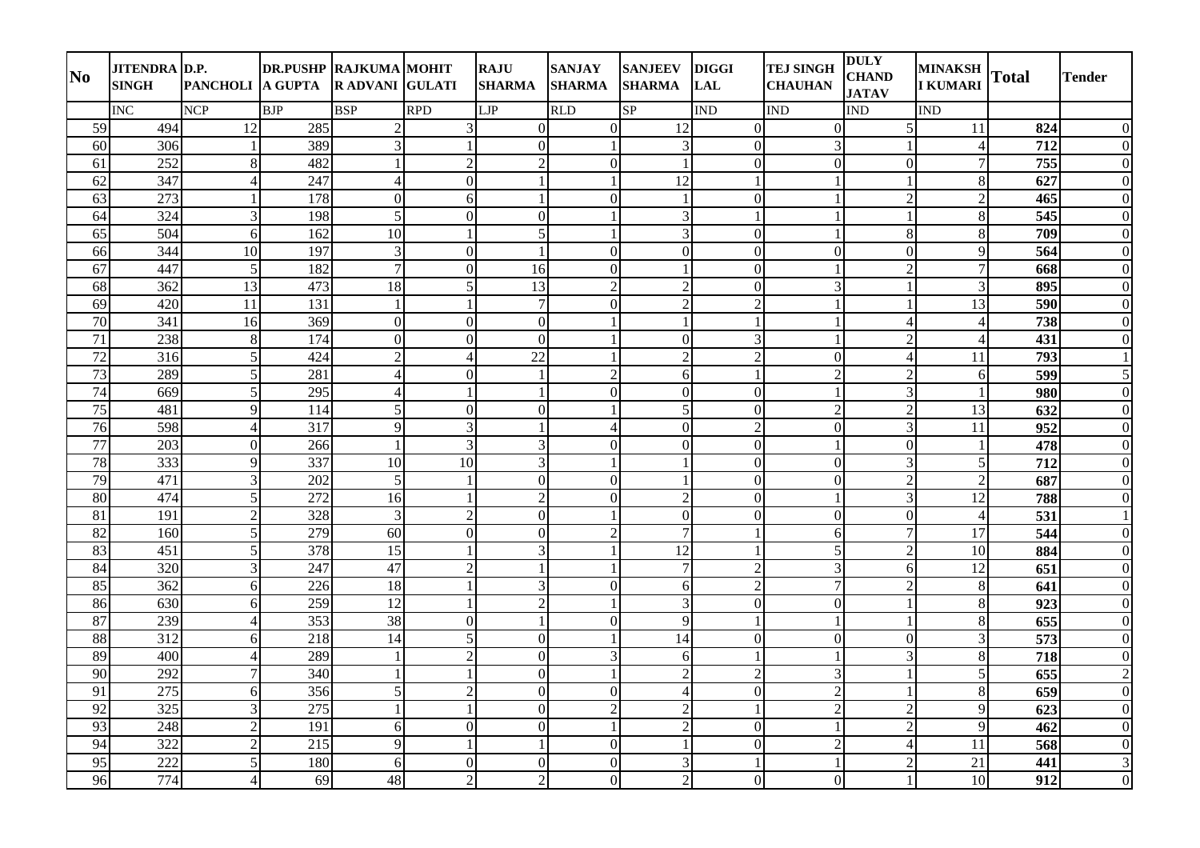| No | JITENDRA SINGH | D.P. PANCHOLI | DR.PUSHPA GUPTA | RAJKUMAR ADVANI | MOHIT GULATI | RAJU SHARMA | SANJAY SHARMA | SANJEEV SHARMA | DIGGI LAL | TEJ SINGH CHAUHAN | DULY CHAND JATAV | MINAKSHI KUMARI | Total | Tender |
|---|---|---|---|---|---|---|---|---|---|---|---|---|---|---|
| | INC | NCP | BJP | BSP | RPD | LJP | RLD | SP | IND | IND | IND | IND | | |
| 59 | 494 | 12 | 285 | 2 | 3 | 0 | 0 | 12 | 0 | 0 | 5 | 11 | **824** | 0 |
| 60 | 306 | 1 | 389 | 3 | 1 | 0 | 1 | 3 | 0 | 3 | 1 | 4 | **712** | 0 |
| 61 | 252 | 8 | 482 | 1 | 2 | 2 | 0 | 1 | 0 | 0 | 0 | 7 | **755** | 0 |
| 62 | 347 | 4 | 247 | 4 | 0 | 1 | 1 | 12 | 1 | 1 | 1 | 8 | **627** | 0 |
| 63 | 273 | 1 | 178 | 0 | 6 | 1 | 0 | 1 | 0 | 1 | 2 | 2 | **465** | 0 |
| 64 | 324 | 3 | 198 | 5 | 0 | 0 | 1 | 3 | 1 | 1 | 1 | 8 | **545** | 0 |
| 65 | 504 | 6 | 162 | 10 | 1 | 5 | 1 | 3 | 0 | 1 | 8 | 8 | **709** | 0 |
| 66 | 344 | 10 | 197 | 3 | 0 | 1 | 0 | 0 | 0 | 0 | 0 | 9 | **564** | 0 |
| 67 | 447 | 5 | 182 | 7 | 0 | 16 | 0 | 1 | 0 | 1 | 2 | 7 | **668** | 0 |
| 68 | 362 | 13 | 473 | 18 | 5 | 13 | 2 | 2 | 0 | 3 | 1 | 3 | **895** | 0 |
| 69 | 420 | 11 | 131 | 1 | 1 | 7 | 0 | 2 | 2 | 1 | 1 | 13 | **590** | 0 |
| 70 | 341 | 16 | 369 | 0 | 0 | 0 | 1 | 1 | 1 | 1 | 4 | 4 | **738** | 0 |
| 71 | 238 | 8 | 174 | 0 | 0 | 0 | 1 | 0 | 3 | 1 | 2 | 4 | **431** | 0 |
| 72 | 316 | 5 | 424 | 2 | 4 | 22 | 1 | 2 | 2 | 0 | 4 | 11 | **793** | 1 |
| 73 | 289 | 5 | 281 | 4 | 0 | 1 | 2 | 6 | 1 | 2 | 2 | 6 | **599** | 5 |
| 74 | 669 | 5 | 295 | 4 | 1 | 1 | 0 | 0 | 0 | 1 | 3 | 1 | **980** | 0 |
| 75 | 481 | 9 | 114 | 5 | 0 | 0 | 1 | 5 | 0 | 2 | 2 | 13 | **632** | 0 |
| 76 | 598 | 4 | 317 | 9 | 3 | 1 | 4 | 0 | 2 | 0 | 3 | 11 | **952** | 0 |
| 77 | 203 | 0 | 266 | 1 | 3 | 3 | 0 | 0 | 0 | 1 | 0 | 1 | **478** | 0 |
| 78 | 333 | 9 | 337 | 10 | 10 | 3 | 1 | 1 | 0 | 0 | 3 | 5 | **712** | 0 |
| 79 | 471 | 3 | 202 | 5 | 1 | 0 | 0 | 1 | 0 | 0 | 2 | 2 | **687** | 0 |
| 80 | 474 | 5 | 272 | 16 | 1 | 2 | 0 | 2 | 0 | 1 | 3 | 12 | **788** | 0 |
| 81 | 191 | 2 | 328 | 3 | 2 | 0 | 1 | 0 | 0 | 0 | 0 | 4 | **531** | 1 |
| 82 | 160 | 5 | 279 | 60 | 0 | 0 | 2 | 7 | 1 | 6 | 7 | 17 | **544** | 0 |
| 83 | 451 | 5 | 378 | 15 | 1 | 3 | 1 | 12 | 1 | 5 | 2 | 10 | **884** | 0 |
| 84 | 320 | 3 | 247 | 47 | 2 | 1 | 1 | 7 | 2 | 3 | 6 | 12 | **651** | 0 |
| 85 | 362 | 6 | 226 | 18 | 1 | 3 | 0 | 6 | 2 | 7 | 2 | 8 | **641** | 0 |
| 86 | 630 | 6 | 259 | 12 | 1 | 2 | 1 | 3 | 0 | 0 | 1 | 8 | **923** | 0 |
| 87 | 239 | 4 | 353 | 38 | 0 | 1 | 0 | 9 | 1 | 1 | 1 | 8 | **655** | 0 |
| 88 | 312 | 6 | 218 | 14 | 5 | 0 | 1 | 14 | 0 | 0 | 0 | 3 | **573** | 0 |
| 89 | 400 | 4 | 289 | 1 | 2 | 0 | 3 | 6 | 1 | 1 | 3 | 8 | **718** | 0 |
| 90 | 292 | 7 | 340 | 1 | 1 | 0 | 1 | 2 | 2 | 3 | 1 | 5 | **655** | 2 |
| 91 | 275 | 6 | 356 | 5 | 2 | 0 | 0 | 4 | 0 | 2 | 1 | 8 | **659** | 0 |
| 92 | 325 | 3 | 275 | 1 | 1 | 0 | 2 | 2 | 1 | 2 | 2 | 9 | **623** | 0 |
| 93 | 248 | 2 | 191 | 6 | 0 | 0 | 1 | 2 | 0 | 1 | 2 | 9 | **462** | 0 |
| 94 | 322 | 2 | 215 | 9 | 1 | 1 | 0 | 1 | 0 | 2 | 4 | 11 | **568** | 0 |
| 95 | 222 | 5 | 180 | 6 | 0 | 0 | 0 | 3 | 1 | 1 | 2 | 21 | **441** | 3 |
| 96 | 774 | 4 | 69 | 48 | 2 | 2 | 0 | 2 | 0 | 0 | 1 | 10 | **912** | 0 |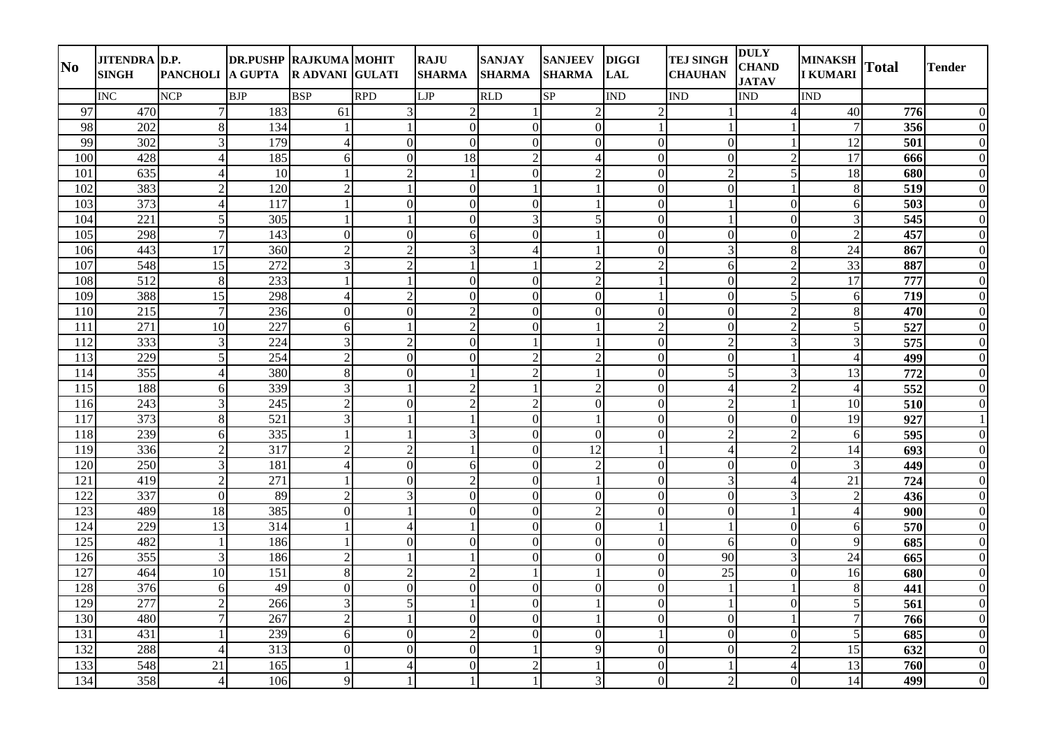| No | JITENDRA SINGH | D.P. PANCHOLI | DR.PUSHPA GUPTA | RAJKUMAR ADVANI | MOHIT GULATI | RAJU SHARMA | SANJAY SHARMA | SANJEEV SHARMA | DIGGI LAL | TEJ SINGH CHAUHAN | DULY CHAND JATAV | MINAKSHI KUMARI | Total | Tender |
|---|---|---|---|---|---|---|---|---|---|---|---|---|---|---|
| | INC | NCP | BJP | BSP | RPD | LJP | RLD | SP | IND | IND | IND | IND | | |
| 97 | 470 | 7 | 183 | 61 | 3 | 2 | 1 | 2 | 2 | 1 | 4 | 40 | **776** | 0 |
| 98 | 202 | 8 | 134 | 1 | 1 | 0 | 0 | 0 | 1 | 1 | 1 | 7 | **356** | 0 |
| 99 | 302 | 3 | 179 | 4 | 0 | 0 | 0 | 0 | 0 | 0 | 1 | 12 | **501** | 0 |
| 100 | 428 | 4 | 185 | 6 | 0 | 18 | 2 | 4 | 0 | 0 | 2 | 17 | **666** | 0 |
| 101 | 635 | 4 | 10 | 1 | 2 | 1 | 0 | 2 | 0 | 2 | 5 | 18 | **680** | 0 |
| 102 | 383 | 2 | 120 | 2 | 1 | 0 | 1 | 1 | 0 | 0 | 1 | 8 | **519** | 0 |
| 103 | 373 | 4 | 117 | 1 | 0 | 0 | 0 | 1 | 0 | 1 | 0 | 6 | **503** | 0 |
| 104 | 221 | 5 | 305 | 1 | 1 | 0 | 3 | 5 | 0 | 1 | 0 | 3 | **545** | 0 |
| 105 | 298 | 7 | 143 | 0 | 0 | 6 | 0 | 1 | 0 | 0 | 0 | 2 | **457** | 0 |
| 106 | 443 | 17 | 360 | 2 | 2 | 3 | 4 | 1 | 0 | 3 | 8 | 24 | **867** | 0 |
| 107 | 548 | 15 | 272 | 3 | 2 | 1 | 1 | 2 | 2 | 6 | 2 | 33 | **887** | 0 |
| 108 | 512 | 8 | 233 | 1 | 1 | 0 | 0 | 2 | 1 | 0 | 2 | 17 | **777** | 0 |
| 109 | 388 | 15 | 298 | 4 | 2 | 0 | 0 | 0 | 1 | 0 | 5 | 6 | **719** | 0 |
| 110 | 215 | 7 | 236 | 0 | 0 | 2 | 0 | 0 | 0 | 0 | 2 | 8 | **470** | 0 |
| 111 | 271 | 10 | 227 | 6 | 1 | 2 | 0 | 1 | 2 | 0 | 2 | 5 | **527** | 0 |
| 112 | 333 | 3 | 224 | 3 | 2 | 0 | 1 | 1 | 0 | 2 | 3 | 3 | **575** | 0 |
| 113 | 229 | 5 | 254 | 2 | 0 | 0 | 2 | 2 | 0 | 0 | 1 | 4 | **499** | 0 |
| 114 | 355 | 4 | 380 | 8 | 0 | 1 | 2 | 1 | 0 | 5 | 3 | 13 | **772** | 0 |
| 115 | 188 | 6 | 339 | 3 | 1 | 2 | 1 | 2 | 0 | 4 | 2 | 4 | **552** | 0 |
| 116 | 243 | 3 | 245 | 2 | 0 | 2 | 2 | 0 | 0 | 2 | 1 | 10 | **510** | 0 |
| 117 | 373 | 8 | 521 | 3 | 1 | 1 | 0 | 1 | 0 | 0 | 0 | 19 | **927** | 1 |
| 118 | 239 | 6 | 335 | 1 | 1 | 3 | 0 | 0 | 0 | 2 | 2 | 6 | **595** | 0 |
| 119 | 336 | 2 | 317 | 2 | 2 | 1 | 0 | 12 | 1 | 4 | 2 | 14 | **693** | 0 |
| 120 | 250 | 3 | 181 | 4 | 0 | 6 | 0 | 2 | 0 | 0 | 0 | 3 | **449** | 0 |
| 121 | 419 | 2 | 271 | 1 | 0 | 2 | 0 | 1 | 0 | 3 | 4 | 21 | **724** | 0 |
| 122 | 337 | 0 | 89 | 2 | 3 | 0 | 0 | 0 | 0 | 0 | 3 | 2 | **436** | 0 |
| 123 | 489 | 18 | 385 | 0 | 1 | 0 | 0 | 2 | 0 | 0 | 1 | 4 | **900** | 0 |
| 124 | 229 | 13 | 314 | 1 | 4 | 1 | 0 | 0 | 1 | 1 | 0 | 6 | **570** | 0 |
| 125 | 482 | 1 | 186 | 1 | 0 | 0 | 0 | 0 | 0 | 6 | 0 | 9 | **685** | 0 |
| 126 | 355 | 3 | 186 | 2 | 1 | 1 | 0 | 0 | 0 | 90 | 3 | 24 | **665** | 0 |
| 127 | 464 | 10 | 151 | 8 | 2 | 2 | 1 | 1 | 0 | 25 | 0 | 16 | **680** | 0 |
| 128 | 376 | 6 | 49 | 0 | 0 | 0 | 0 | 0 | 0 | 1 | 1 | 8 | **441** | 0 |
| 129 | 277 | 2 | 266 | 3 | 5 | 1 | 0 | 1 | 0 | 1 | 0 | 5 | **561** | 0 |
| 130 | 480 | 7 | 267 | 2 | 1 | 0 | 0 | 1 | 0 | 0 | 1 | 7 | **766** | 0 |
| 131 | 431 | 1 | 239 | 6 | 0 | 2 | 0 | 0 | 1 | 0 | 0 | 5 | **685** | 0 |
| 132 | 288 | 4 | 313 | 0 | 0 | 0 | 1 | 9 | 0 | 0 | 2 | 15 | **632** | 0 |
| 133 | 548 | 21 | 165 | 1 | 4 | 0 | 2 | 1 | 0 | 1 | 4 | 13 | **760** | 0 |
| 134 | 358 | 4 | 106 | 9 | 1 | 1 | 1 | 3 | 0 | 2 | 0 | 14 | **499** | 0 |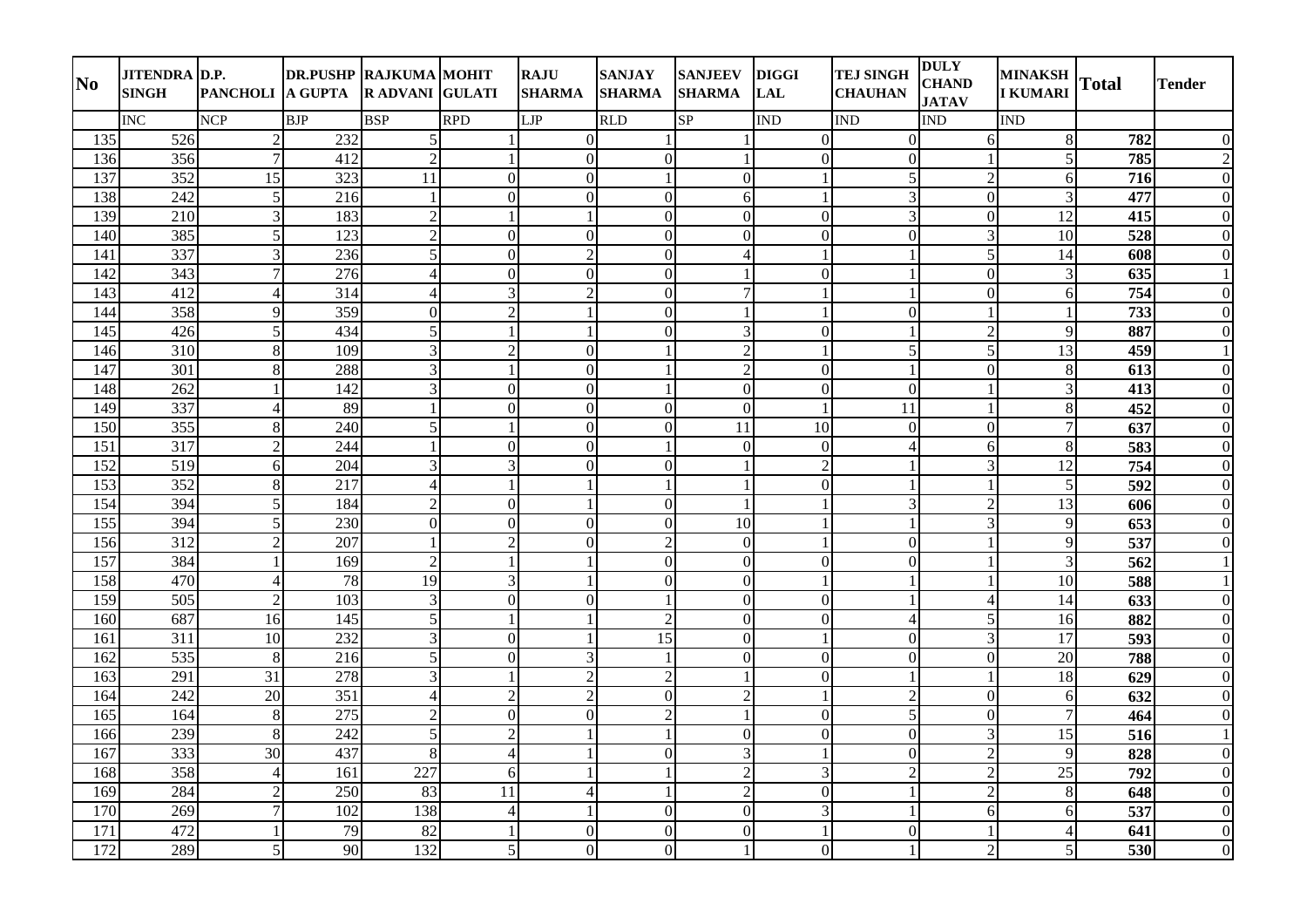| No | JITENDRA SINGH | D.P. PANCHOLI | DR.PUSHPA GUPTA | RAJKUMAR ADVANI | MOHIT GULATI | RAJU SHARMA | SANJAY SHARMA | SANJEEV SHARMA | DIGGI LAL | TEJ SINGH CHAUHAN | DULY CHAND JATAV | MINAKSHI KUMARI | Total | Tender |
|---|---|---|---|---|---|---|---|---|---|---|---|---|---|---|
| | INC | NCP | BJP | BSP | RPD | LJP | RLD | SP | IND | IND | IND | IND | | |
| 135 | 526 | 2 | 232 | 5 | 1 | 0 | 1 | 1 | 0 | 0 | 6 | 8 | **782** | 0 |
| 136 | 356 | 7 | 412 | 2 | 1 | 0 | 0 | 1 | 0 | 0 | 1 | 5 | **785** | 2 |
| 137 | 352 | 15 | 323 | 11 | 0 | 0 | 1 | 0 | 1 | 5 | 2 | 6 | **716** | 0 |
| 138 | 242 | 5 | 216 | 1 | 0 | 0 | 0 | 6 | 1 | 3 | 0 | 3 | **477** | 0 |
| 139 | 210 | 3 | 183 | 2 | 1 | 1 | 0 | 0 | 0 | 3 | 0 | 12 | **415** | 0 |
| 140 | 385 | 5 | 123 | 2 | 0 | 0 | 0 | 0 | 0 | 0 | 3 | 10 | **528** | 0 |
| 141 | 337 | 3 | 236 | 5 | 0 | 2 | 0 | 4 | 1 | 1 | 5 | 14 | **608** | 0 |
| 142 | 343 | 7 | 276 | 4 | 0 | 0 | 0 | 1 | 0 | 1 | 0 | 3 | **635** | 1 |
| 143 | 412 | 4 | 314 | 4 | 3 | 2 | 0 | 7 | 1 | 1 | 0 | 6 | **754** | 0 |
| 144 | 358 | 9 | 359 | 0 | 2 | 1 | 0 | 1 | 1 | 0 | 1 | 1 | **733** | 0 |
| 145 | 426 | 5 | 434 | 5 | 1 | 1 | 0 | 3 | 0 | 1 | 2 | 9 | **887** | 0 |
| 146 | 310 | 8 | 109 | 3 | 2 | 0 | 1 | 2 | 1 | 5 | 5 | 13 | **459** | 1 |
| 147 | 301 | 8 | 288 | 3 | 1 | 0 | 1 | 2 | 0 | 1 | 0 | 8 | **613** | 0 |
| 148 | 262 | 1 | 142 | 3 | 0 | 0 | 1 | 0 | 0 | 0 | 1 | 3 | **413** | 0 |
| 149 | 337 | 4 | 89 | 1 | 0 | 0 | 0 | 0 | 1 | 11 | 1 | 8 | **452** | 0 |
| 150 | 355 | 8 | 240 | 5 | 1 | 0 | 0 | 11 | 10 | 0 | 0 | 7 | **637** | 0 |
| 151 | 317 | 2 | 244 | 1 | 0 | 0 | 1 | 0 | 0 | 4 | 6 | 8 | **583** | 0 |
| 152 | 519 | 6 | 204 | 3 | 3 | 0 | 0 | 1 | 2 | 1 | 3 | 12 | **754** | 0 |
| 153 | 352 | 8 | 217 | 4 | 1 | 1 | 1 | 1 | 0 | 1 | 1 | 5 | **592** | 0 |
| 154 | 394 | 5 | 184 | 2 | 0 | 1 | 0 | 1 | 1 | 3 | 2 | 13 | **606** | 0 |
| 155 | 394 | 5 | 230 | 0 | 0 | 0 | 0 | 10 | 1 | 1 | 3 | 9 | **653** | 0 |
| 156 | 312 | 2 | 207 | 1 | 2 | 0 | 2 | 0 | 1 | 0 | 1 | 9 | **537** | 0 |
| 157 | 384 | 1 | 169 | 2 | 1 | 1 | 0 | 0 | 0 | 0 | 1 | 3 | **562** | 1 |
| 158 | 470 | 4 | 78 | 19 | 3 | 1 | 0 | 0 | 1 | 1 | 1 | 10 | **588** | 1 |
| 159 | 505 | 2 | 103 | 3 | 0 | 0 | 1 | 0 | 0 | 1 | 4 | 14 | **633** | 0 |
| 160 | 687 | 16 | 145 | 5 | 1 | 1 | 2 | 0 | 0 | 4 | 5 | 16 | **882** | 0 |
| 161 | 311 | 10 | 232 | 3 | 0 | 1 | 15 | 0 | 1 | 0 | 3 | 17 | **593** | 0 |
| 162 | 535 | 8 | 216 | 5 | 0 | 3 | 1 | 0 | 0 | 0 | 0 | 20 | **788** | 0 |
| 163 | 291 | 31 | 278 | 3 | 1 | 2 | 2 | 1 | 0 | 1 | 1 | 18 | **629** | 0 |
| 164 | 242 | 20 | 351 | 4 | 2 | 2 | 0 | 2 | 1 | 2 | 0 | 6 | **632** | 0 |
| 165 | 164 | 8 | 275 | 2 | 0 | 0 | 2 | 1 | 0 | 5 | 0 | 7 | **464** | 0 |
| 166 | 239 | 8 | 242 | 5 | 2 | 1 | 1 | 0 | 0 | 0 | 3 | 15 | **516** | 1 |
| 167 | 333 | 30 | 437 | 8 | 4 | 1 | 0 | 3 | 1 | 0 | 2 | 9 | **828** | 0 |
| 168 | 358 | 4 | 161 | 227 | 6 | 1 | 1 | 2 | 3 | 2 | 2 | 25 | **792** | 0 |
| 169 | 284 | 2 | 250 | 83 | 11 | 4 | 1 | 2 | 0 | 1 | 2 | 8 | **648** | 0 |
| 170 | 269 | 7 | 102 | 138 | 4 | 1 | 0 | 0 | 3 | 1 | 6 | 6 | **537** | 0 |
| 171 | 472 | 1 | 79 | 82 | 1 | 0 | 0 | 0 | 1 | 0 | 1 | 4 | **641** | 0 |
| 172 | 289 | 5 | 90 | 132 | 5 | 0 | 0 | 1 | 0 | 1 | 2 | 5 | **530** | 0 |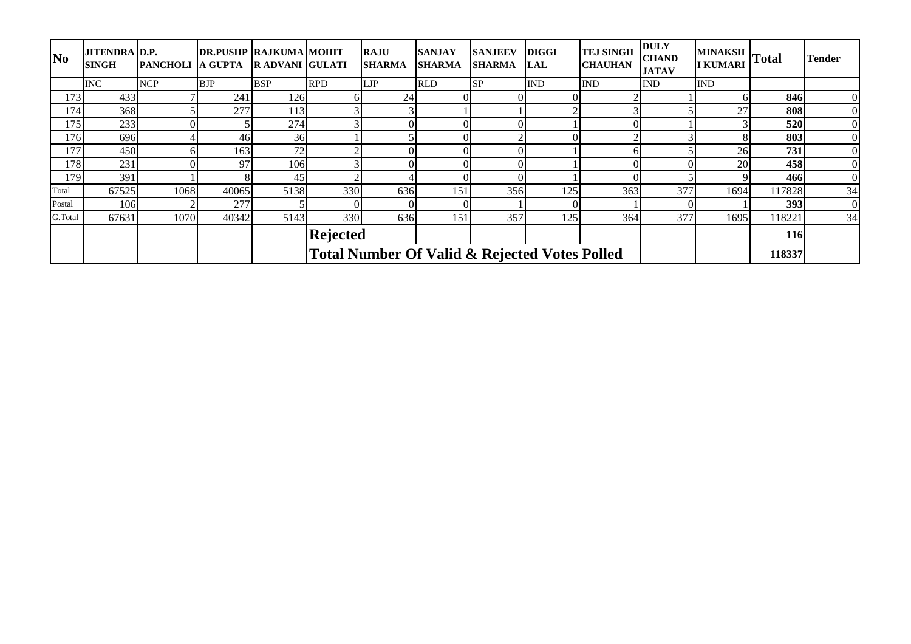| No | JITENDRA SINGH | D.P. PANCHOLI | DR.PUSHPA GUPTA | RAJKUMAR ADVANI | MOHIT GULATI | RAJU SHARMA | SANJAY SHARMA | SANJEEV SHARMA | DIGGI LAL | TEJ SINGH CHAUHAN | DULY CHAND JATAV | MINAKSHI KUMARI | Total | Tender |
|---|---|---|---|---|---|---|---|---|---|---|---|---|---|---|
| | INC | NCP | BJP | BSP | RPD | LJP | RLD | SP | IND | IND | IND | IND | | |
| 173 | 433 | 7 | 241 | 126 | 6 | 24 | 0 | 0 | 0 | 2 | 1 | 6 | **846** | 0 |
| 174 | 368 | 5 | 277 | 113 | 3 | 3 | 1 | 1 | 2 | 3 | 5 | 27 | **808** | 0 |
| 175 | 233 | 0 | 5 | 274 | 3 | 0 | 0 | 0 | 1 | 0 | 1 | 3 | **520** | 0 |
| 176 | 696 | 4 | 46 | 36 | 1 | 5 | 0 | 2 | 0 | 2 | 3 | 8 | **803** | 0 |
| 177 | 450 | 6 | 163 | 72 | 2 | 0 | 0 | 0 | 1 | 6 | 5 | 26 | **731** | 0 |
| 178 | 231 | 0 | 97 | 106 | 3 | 0 | 0 | 0 | 1 | 0 | 0 | 20 | **458** | 0 |
| 179 | 391 | 1 | 8 | 45 | 2 | 4 | 0 | 0 | 1 | 0 | 5 | 9 | **466** | 0 |
| Total | 67525 | 1068 | 40065 | 5138 | 330 | 636 | 151 | 356 | 125 | 363 | 377 | 1694 | 117828 | 34 |
| Postal | 106 | 2 | 277 | 5 | 0 | 0 | 0 | 1 | 0 | 1 | 0 | 1 | **393** | 0 |
| G.Total | 67631 | 1070 | 40342 | 5143 | 330 | 636 | 151 | 357 | 125 | 364 | 377 | 1695 | 118221 | 34 |
| | | | | | **Rejected** | | | | | | | | **116** | |
| | | | | | **Total Number Of Valid & Rejected Votes Polled** | | | | | | | | **118337** | |